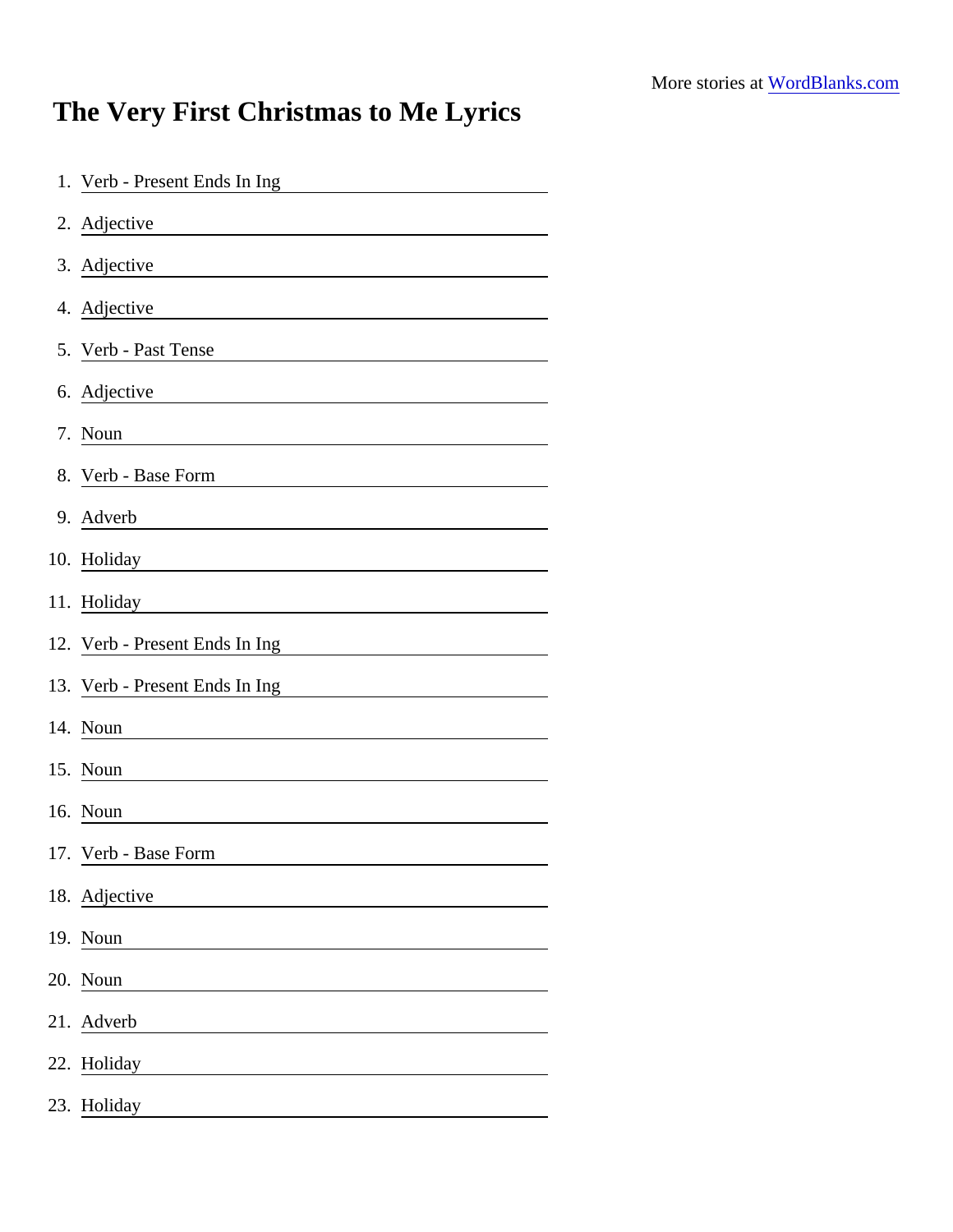More stories at [WordBlanks.com](https://www.wordblanks.com)

# The Very First Christmas to Me Lyrics

1. Verb - Present Ends In Ing ____________________
2. Adjective ____________________
3. Adjective ____________________
4. Adjective ____________________
5. Verb - Past Tense ____________________
6. Adjective ____________________
7. Noun ____________________
8. Verb - Base Form ____________________
9. Adverb ____________________
10. Holiday ____________________
11. Holiday ____________________
12. Verb - Present Ends In Ing ____________________
13. Verb - Present Ends In Ing ____________________
14. Noun ____________________
15. Noun ____________________
16. Noun ____________________
17. Verb - Base Form ____________________
18. Adjective ____________________
19. Noun ____________________
20. Noun ____________________
21. Adverb ____________________
22. Holiday ____________________
23. Holiday ____________________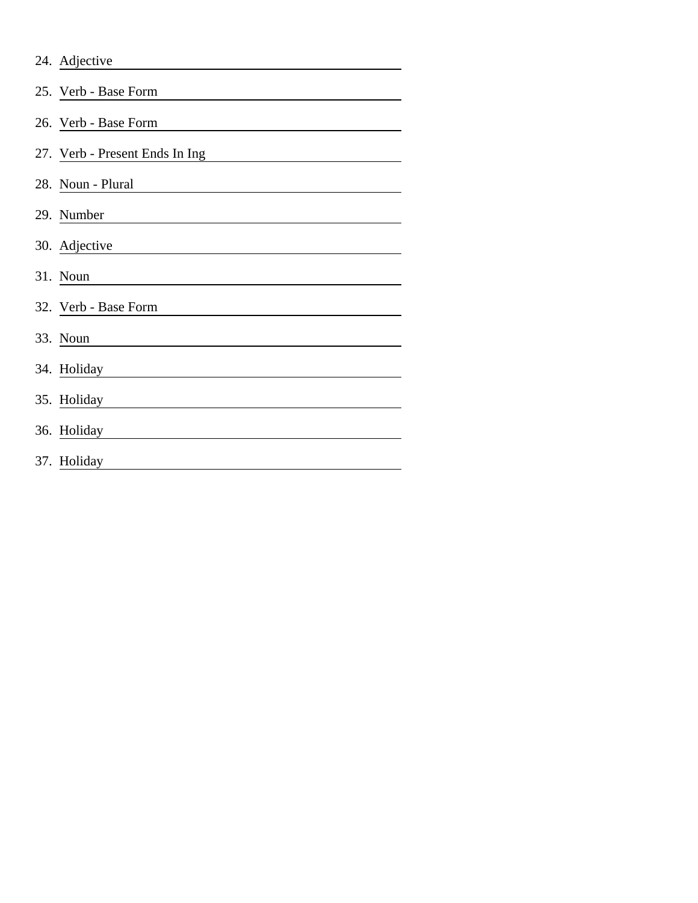24. Adjective \_\_\_\_\_\_\_\_\_\_\_\_\_\_\_\_\_\_\_\_
25. Verb - Base Form \_\_\_\_\_\_\_\_\_\_\_\_\_\_\_\_\_\_\_\_
26. Verb - Base Form \_\_\_\_\_\_\_\_\_\_\_\_\_\_\_\_\_\_\_\_
27. Verb - Present Ends In Ing \_\_\_\_\_\_\_\_\_\_\_\_\_\_\_\_\_\_\_\_
28. Noun - Plural \_\_\_\_\_\_\_\_\_\_\_\_\_\_\_\_\_\_\_\_
29. Number \_\_\_\_\_\_\_\_\_\_\_\_\_\_\_\_\_\_\_\_
30. Adjective \_\_\_\_\_\_\_\_\_\_\_\_\_\_\_\_\_\_\_\_
31. Noun \_\_\_\_\_\_\_\_\_\_\_\_\_\_\_\_\_\_\_\_
32. Verb - Base Form \_\_\_\_\_\_\_\_\_\_\_\_\_\_\_\_\_\_\_\_
33. Noun \_\_\_\_\_\_\_\_\_\_\_\_\_\_\_\_\_\_\_\_
34. Holiday \_\_\_\_\_\_\_\_\_\_\_\_\_\_\_\_\_\_\_\_
35. Holiday \_\_\_\_\_\_\_\_\_\_\_\_\_\_\_\_\_\_\_\_
36. Holiday \_\_\_\_\_\_\_\_\_\_\_\_\_\_\_\_\_\_\_\_
37. Holiday \_\_\_\_\_\_\_\_\_\_\_\_\_\_\_\_\_\_\_\_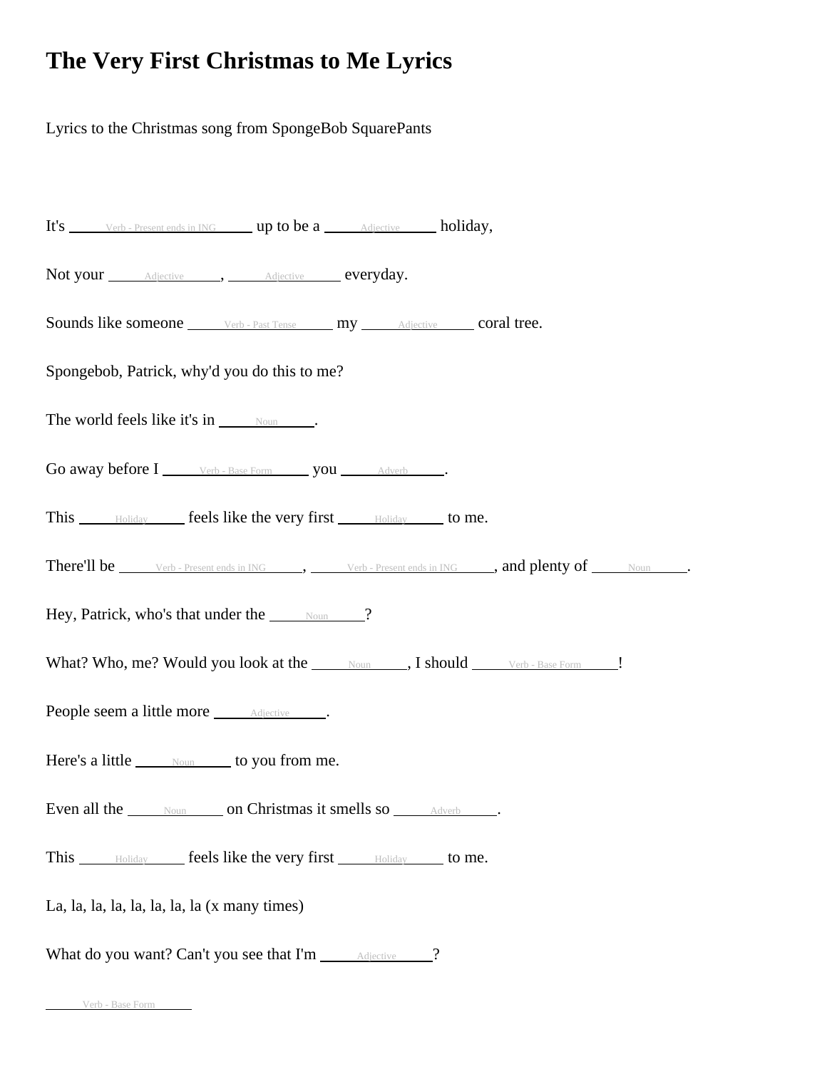# The Very First Christmas to Me Lyrics

Lyrics to the Christmas song from SpongeBob SquarePants

It's \_\_\_\_\_Verb - Present ends in ING\_\_\_\_\_ up to be a \_\_\_\_\_Adjective\_\_\_\_\_ holiday,

Not your \_\_\_\_\_Adjective\_\_\_\_\_, \_\_\_\_\_Adjective\_\_\_\_\_ everyday.

Sounds like someone \_\_\_\_\_Verb - Past Tense\_\_\_\_\_ my \_\_\_\_\_Adjective\_\_\_\_\_ coral tree.

Spongebob, Patrick, why'd you do this to me?

The world feels like it's in \_\_\_\_\_Noun\_\_\_\_\_.

Go away before I \_\_\_\_\_Verb - Base Form\_\_\_\_\_ you \_\_\_\_\_Adverb\_\_\_\_\_.

This \_\_\_\_\_Holiday\_\_\_\_\_ feels like the very first \_\_\_\_\_Holiday\_\_\_\_\_ to me.

There'll be \_\_\_\_\_Verb - Present ends in ING\_\_\_\_\_, \_\_\_\_\_Verb - Present ends in ING\_\_\_\_\_, and plenty of \_\_\_\_\_Noun\_\_\_\_\_.

Hey, Patrick, who's that under the \_\_\_\_\_Noun\_\_\_\_\_?

What? Who, me? Would you look at the \_\_\_\_\_Noun\_\_\_\_\_, I should \_\_\_\_\_Verb - Base Form\_\_\_\_\_!

People seem a little more \_\_\_\_\_Adjective\_\_\_\_\_.

Here's a little \_\_\_\_\_Noun\_\_\_\_\_ to you from me.

Even all the \_\_\_\_\_Noun\_\_\_\_\_ on Christmas it smells so \_\_\_\_\_Adverb\_\_\_\_\_.

This \_\_\_\_\_Holiday\_\_\_\_\_ feels like the very first \_\_\_\_\_Holiday\_\_\_\_\_ to me.

La, la, la, la, la, la, la, la (x many times)

What do you want? Can't you see that I'm \_\_\_\_\_Adjective\_\_\_\_\_?

\_\_\_\_\_Verb - Base Form\_\_\_\_\_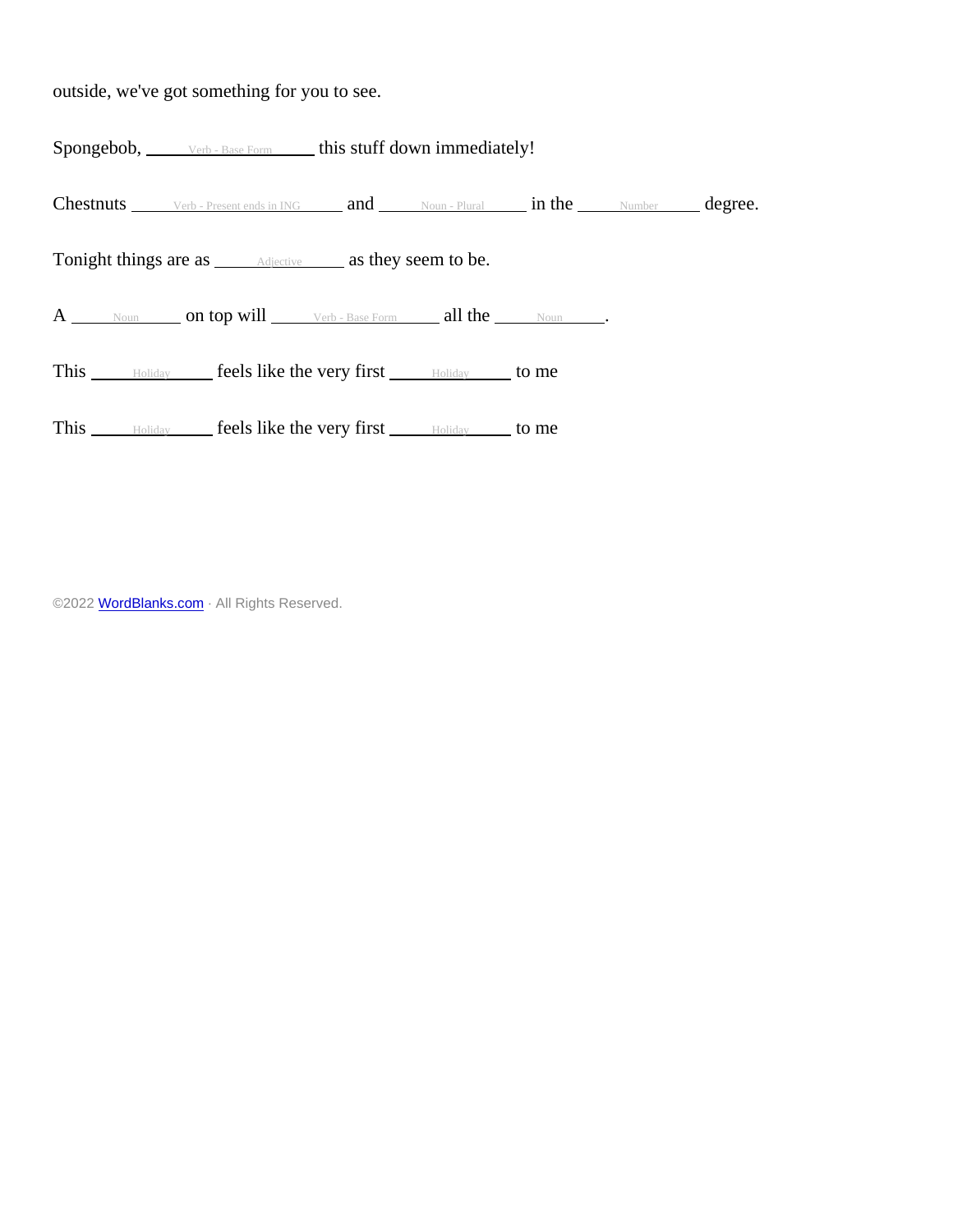outside, we've got something for you to see.

Spongebob, \_\_\_\_\_Verb - Base Form\_\_\_\_\_ this stuff down immediately!

Chestnuts \_\_\_\_\_Verb - Present ends in ING\_\_\_\_\_ and \_\_\_\_\_Noun - Plural\_\_\_\_\_ in the \_\_\_\_\_Number\_\_\_\_\_ degree.

Tonight things are as \_\_\_\_\_Adjective\_\_\_\_\_ as they seem to be.

A \_\_\_\_\_Noun\_\_\_\_\_ on top will \_\_\_\_\_Verb - Base Form\_\_\_\_\_ all the \_\_\_\_\_Noun\_\_\_\_\_.

This \_\_\_\_\_Holiday\_\_\_\_\_ feels like the very first \_\_\_\_\_Holiday\_\_\_\_\_ to me

This \_\_\_\_\_Holiday\_\_\_\_\_ feels like the very first \_\_\_\_\_Holiday\_\_\_\_\_ to me

©2022 WordBlanks.com · All Rights Reserved.